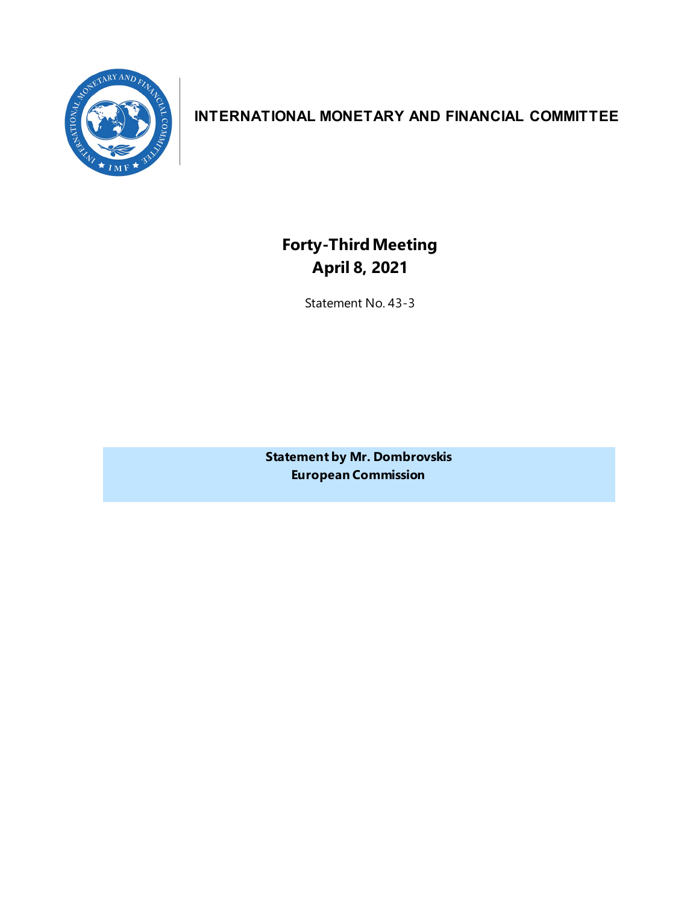# INTERNATIONAL MONETARY AND FINANCIAL COMMITTEE

## Forty-Third Meeting
## April 8, 2021

Statement No. 43-3

**Statement by Mr. Dombrovskis**
**European Commission**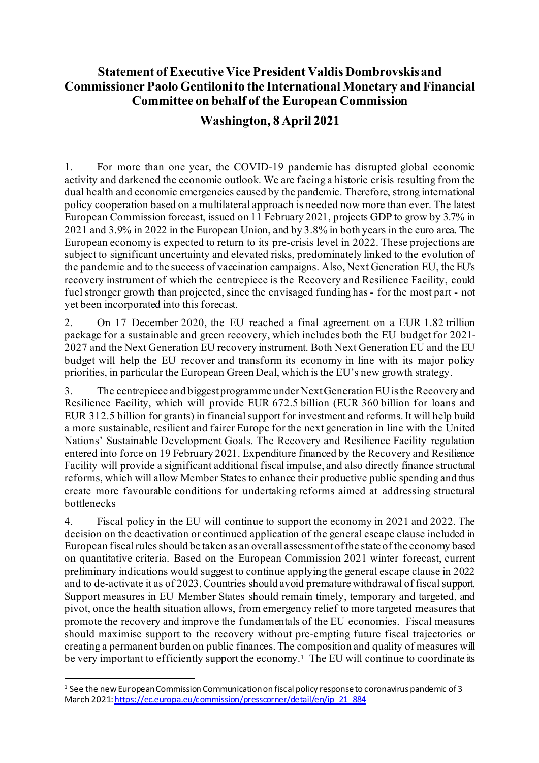# Statement of Executive Vice President Valdis Dombrovskis and Commissioner Paolo Gentiloni to the International Monetary and Financial Committee on behalf of the European Commission

## Washington, 8 April 2021

1. For more than one year, the COVID-19 pandemic has disrupted global economic activity and darkened the economic outlook. We are facing a historic crisis resulting from the dual health and economic emergencies caused by the pandemic. Therefore, strong international policy cooperation based on a multilateral approach is needed now more than ever. The latest European Commission forecast, issued on 11 February 2021, projects GDP to grow by 3.7% in 2021 and 3.9% in 2022 in the European Union, and by 3.8% in both years in the euro area. The European economy is expected to return to its pre-crisis level in 2022. These projections are subject to significant uncertainty and elevated risks, predominately linked to the evolution of the pandemic and to the success of vaccination campaigns. Also, Next Generation EU, the EU's recovery instrument of which the centrepiece is the Recovery and Resilience Facility, could fuel stronger growth than projected, since the envisaged funding has - for the most part - not yet been incorporated into this forecast.

2. On 17 December 2020, the EU reached a final agreement on a EUR 1.82 trillion package for a sustainable and green recovery, which includes both the EU budget for 2021-2027 and the Next Generation EU recovery instrument. Both Next Generation EU and the EU budget will help the EU recover and transform its economy in line with its major policy priorities, in particular the European Green Deal, which is the EU's new growth strategy.

3. The centrepiece and biggest programme under Next Generation EU is the Recovery and Resilience Facility, which will provide EUR 672.5 billion (EUR 360 billion for loans and EUR 312.5 billion for grants) in financial support for investment and reforms. It will help build a more sustainable, resilient and fairer Europe for the next generation in line with the United Nations' Sustainable Development Goals. The Recovery and Resilience Facility regulation entered into force on 19 February 2021. Expenditure financed by the Recovery and Resilience Facility will provide a significant additional fiscal impulse, and also directly finance structural reforms, which will allow Member States to enhance their productive public spending and thus create more favourable conditions for undertaking reforms aimed at addressing structural bottlenecks

4. Fiscal policy in the EU will continue to support the economy in 2021 and 2022. The decision on the deactivation or continued application of the general escape clause included in European fiscal rules should be taken as an overall assessment of the state of the economy based on quantitative criteria. Based on the European Commission 2021 winter forecast, current preliminary indications would suggest to continue applying the general escape clause in 2022 and to de-activate it as of 2023. Countries should avoid premature withdrawal of fiscal support. Support measures in EU Member States should remain timely, temporary and targeted, and pivot, once the health situation allows, from emergency relief to more targeted measures that promote the recovery and improve the fundamentals of the EU economies. Fiscal measures should maximise support to the recovery without pre-empting future fiscal trajectories or creating a permanent burden on public finances. The composition and quality of measures will be very important to efficiently support the economy.[1] The EU will continue to coordinate its

[1] See the new European Commission Communication on fiscal policy response to coronavirus pandemic of 3 March 2021: https://ec.europa.eu/commission/presscorner/detail/en/ip_21_884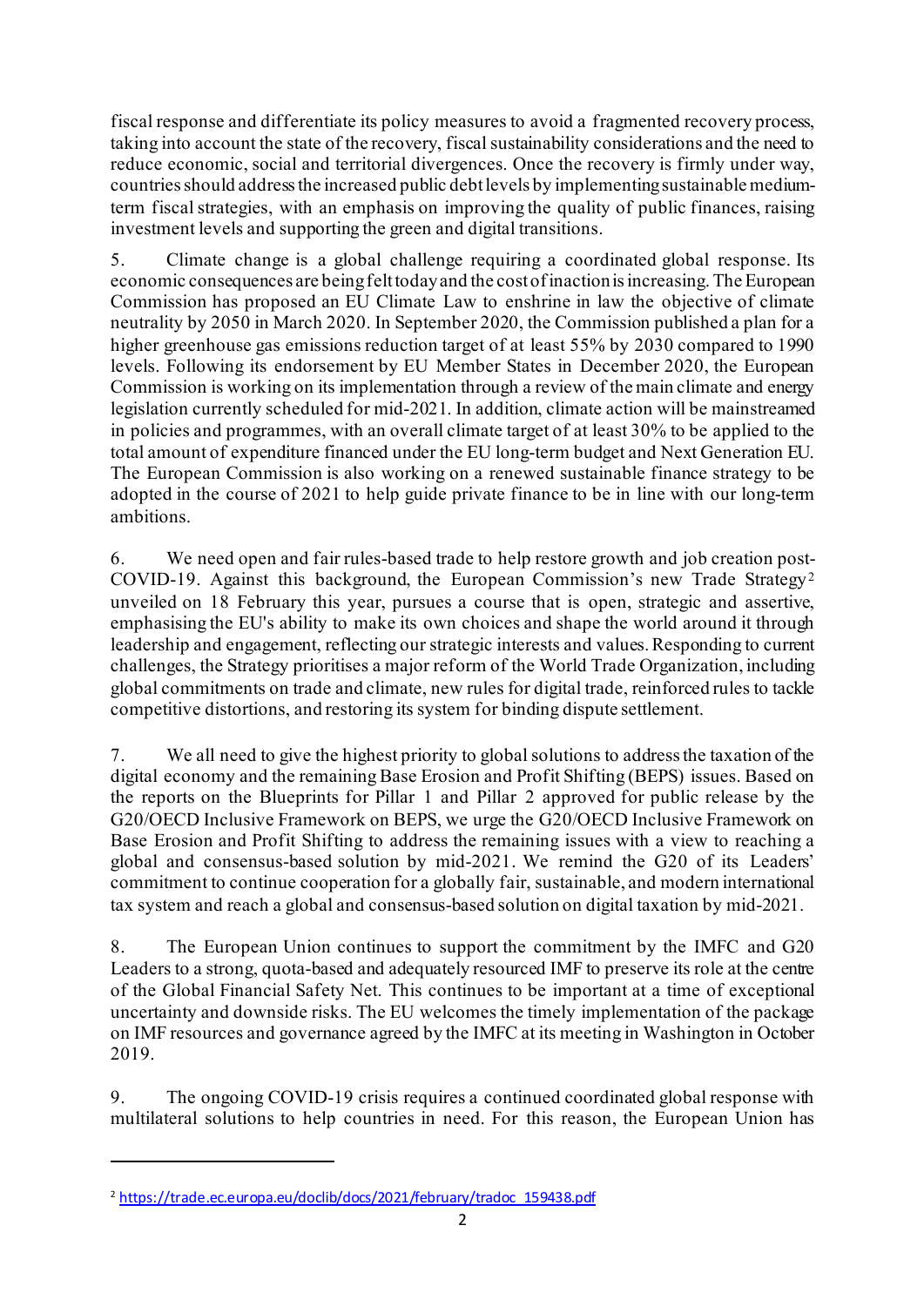fiscal response and differentiate its policy measures to avoid a fragmented recovery process, taking into account the state of the recovery, fiscal sustainability considerations and the need to reduce economic, social and territorial divergences. Once the recovery is firmly under way, countries should address the increased public debt levels by implementing sustainable medium-term fiscal strategies, with an emphasis on improving the quality of public finances, raising investment levels and supporting the green and digital transitions.

5. Climate change is a global challenge requiring a coordinated global response. Its economic consequences are being felt today and the cost of inaction is increasing. The European Commission has proposed an EU Climate Law to enshrine in law the objective of climate neutrality by 2050 in March 2020. In September 2020, the Commission published a plan for a higher greenhouse gas emissions reduction target of at least 55% by 2030 compared to 1990 levels. Following its endorsement by EU Member States in December 2020, the European Commission is working on its implementation through a review of the main climate and energy legislation currently scheduled for mid-2021. In addition, climate action will be mainstreamed in policies and programmes, with an overall climate target of at least 30% to be applied to the total amount of expenditure financed under the EU long-term budget and Next Generation EU. The European Commission is also working on a renewed sustainable finance strategy to be adopted in the course of 2021 to help guide private finance to be in line with our long-term ambitions.

6. We need open and fair rules-based trade to help restore growth and job creation post-COVID-19. Against this background, the European Commission's new Trade Strategy[2] unveiled on 18 February this year, pursues a course that is open, strategic and assertive, emphasising the EU's ability to make its own choices and shape the world around it through leadership and engagement, reflecting our strategic interests and values. Responding to current challenges, the Strategy prioritises a major reform of the World Trade Organization, including global commitments on trade and climate, new rules for digital trade, reinforced rules to tackle competitive distortions, and restoring its system for binding dispute settlement.

7. We all need to give the highest priority to global solutions to address the taxation of the digital economy and the remaining Base Erosion and Profit Shifting (BEPS) issues. Based on the reports on the Blueprints for Pillar 1 and Pillar 2 approved for public release by the G20/OECD Inclusive Framework on BEPS, we urge the G20/OECD Inclusive Framework on Base Erosion and Profit Shifting to address the remaining issues with a view to reaching a global and consensus-based solution by mid-2021. We remind the G20 of its Leaders' commitment to continue cooperation for a globally fair, sustainable, and modern international tax system and reach a global and consensus-based solution on digital taxation by mid-2021.

8. The European Union continues to support the commitment by the IMFC and G20 Leaders to a strong, quota-based and adequately resourced IMF to preserve its role at the centre of the Global Financial Safety Net. This continues to be important at a time of exceptional uncertainty and downside risks. The EU welcomes the timely implementation of the package on IMF resources and governance agreed by the IMFC at its meeting in Washington in October 2019.

9. The ongoing COVID-19 crisis requires a continued coordinated global response with multilateral solutions to help countries in need. For this reason, the European Union has

[2] https://trade.ec.europa.eu/doclib/docs/2021/february/tradoc_159438.pdf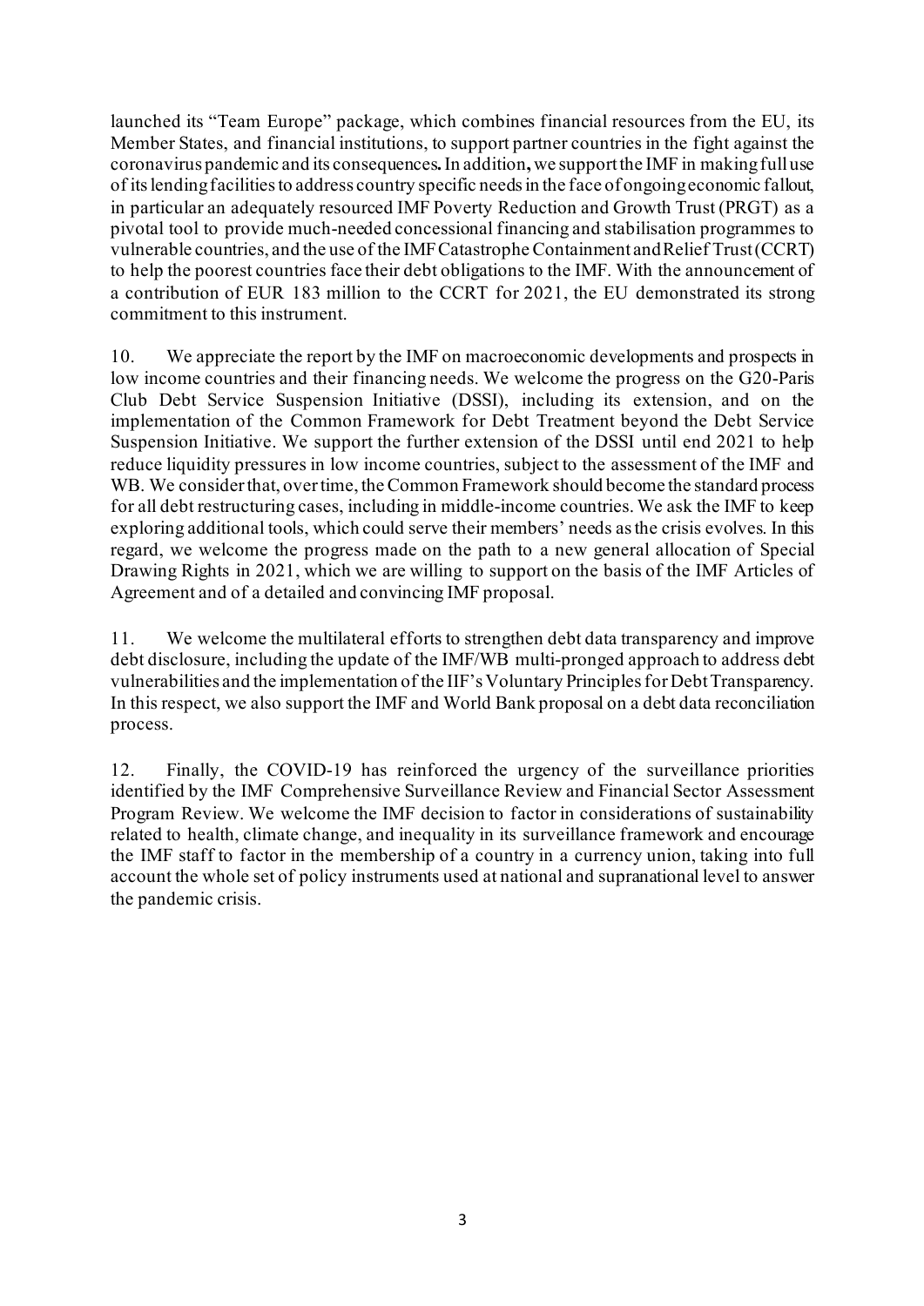launched its "Team Europe" package, which combines financial resources from the EU, its Member States, and financial institutions, to support partner countries in the fight against the coronavirus pandemic and its consequences**.** In addition**,** we support the IMF in making full use of its lending facilities to address country specific needs in the face of ongoing economic fallout, in particular an adequately resourced IMF Poverty Reduction and Growth Trust (PRGT) as a pivotal tool to provide much-needed concessional financing and stabilisation programmes to vulnerable countries, and the use of the IMF Catastrophe Containment and Relief Trust (CCRT) to help the poorest countries face their debt obligations to the IMF. With the announcement of a contribution of EUR 183 million to the CCRT for 2021, the EU demonstrated its strong commitment to this instrument.

10. We appreciate the report by the IMF on macroeconomic developments and prospects in low income countries and their financing needs. We welcome the progress on the G20-Paris Club Debt Service Suspension Initiative (DSSI), including its extension, and on the implementation of the Common Framework for Debt Treatment beyond the Debt Service Suspension Initiative. We support the further extension of the DSSI until end 2021 to help reduce liquidity pressures in low income countries, subject to the assessment of the IMF and WB. We consider that, over time, the Common Framework should become the standard process for all debt restructuring cases, including in middle-income countries. We ask the IMF to keep exploring additional tools, which could serve their members' needs as the crisis evolves. In this regard, we welcome the progress made on the path to a new general allocation of Special Drawing Rights in 2021, which we are willing to support on the basis of the IMF Articles of Agreement and of a detailed and convincing IMF proposal.

11. We welcome the multilateral efforts to strengthen debt data transparency and improve debt disclosure, including the update of the IMF/WB multi-pronged approach to address debt vulnerabilities and the implementation of the IIF's Voluntary Principles for Debt Transparency. In this respect, we also support the IMF and World Bank proposal on a debt data reconciliation process.

12. Finally, the COVID-19 has reinforced the urgency of the surveillance priorities identified by the IMF Comprehensive Surveillance Review and Financial Sector Assessment Program Review. We welcome the IMF decision to factor in considerations of sustainability related to health, climate change, and inequality in its surveillance framework and encourage the IMF staff to factor in the membership of a country in a currency union, taking into full account the whole set of policy instruments used at national and supranational level to answer the pandemic crisis.